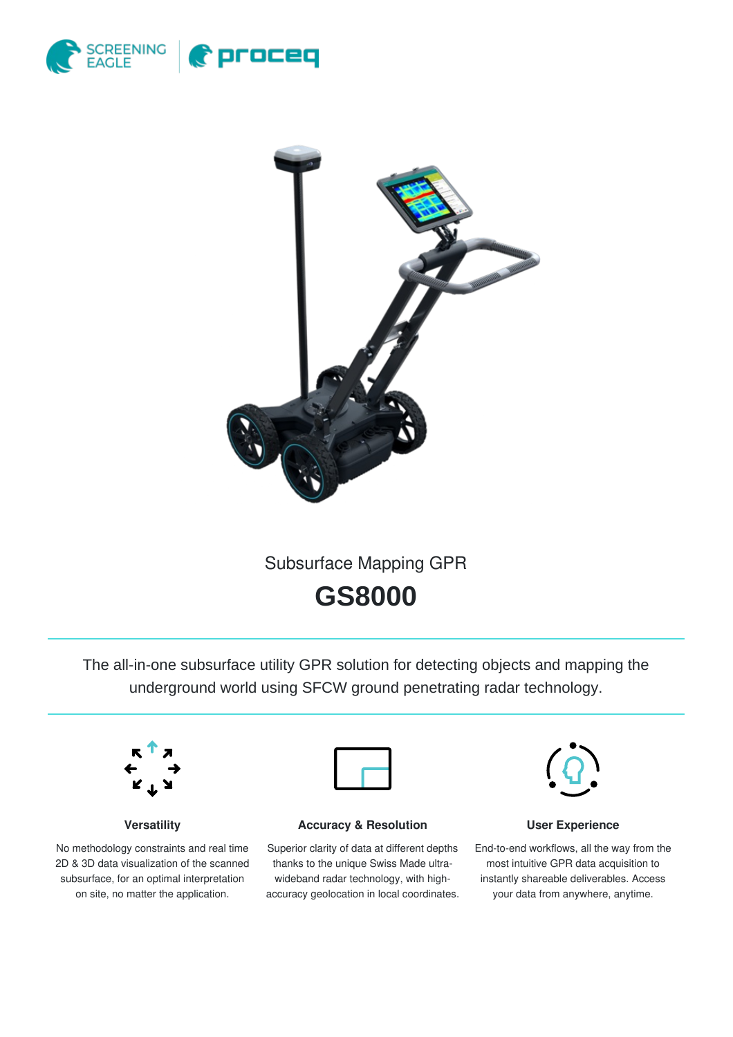Subsurface Mapping GPR

# GS8000

The all-in-one subsurface utility GPR solution for detecting objects and mapping the underground world using SFCW ground penetrating radar technology.

### Versatility

No methodology constraints and real time 2D & 3D data visualization of the scanned subsurface, for an optimal interpretation on site, no matter the application.

### Accuracy & Resolution

Superior clarity of data at different depths thanks to the unique Swiss Made ultra-wideband radar technology, with high-accuracy geolocation in local coordinates.

### User Experience

End-to-end workflows, all the way from the most intuitive GPR data acquisition to instantly shareable deliverables. Access your data from anywhere, anytime.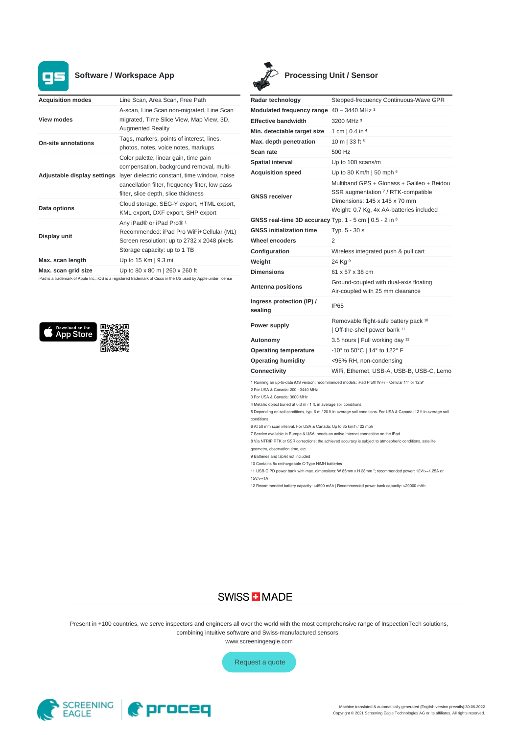## Software / Workspace App

| | |
|---|---|
| **Acquisition modes** | Line Scan, Area Scan, Free Path |
| **View modes** | A-scan, Line Scan non-migrated, Line Scan migrated, Time Slice View, Map View, 3D, Augmented Reality |
| **On-site annotations** | Tags, markers, points of interest, lines, photos, notes, voice notes, markups |
| **Adjustable display settings** | Color palette, linear gain, time gain compensation, background removal, multi-layer dielectric constant, time window, noise cancellation filter, frequency filter, low pass filter, slice depth, slice thickness |
| **Data options** | Cloud storage, SEG-Y export, HTML export, KML export, DXF export, SHP export |
| **Display unit** | Any iPad® or iPad Pro® [1] Recommended: iPad Pro WiFi+Cellular (M1) Screen resolution: up to 2732 x 2048 pixels Storage capacity: up to 1 TB |
| **Max. scan length** | Up to 15 Km \| 9.3 mi |
| **Max. scan grid size** | Up to 80 x 80 m \| 260 x 260 ft |

iPad is a trademark of Apple Inc.; iOS is a registered trademark of Cisco in the US used by Apple under license

Download on the App Store

## Processing Unit / Sensor

| | |
|---|---|
| **Radar technology** | Stepped-frequency Continuous-Wave GPR |
| **Modulated frequency range** | 40 – 3440 MHz [2] |
| **Effective bandwidth** | 3200 MHz [3] |
| **Min. detectable target size** | 1 cm \| 0.4 in [4] |
| **Max. depth penetration** | 10 m \| 33 ft [5] |
| **Scan rate** | 500 Hz |
| **Spatial interval** | Up to 100 scans/m |
| **Acquisition speed** | Up to 80 Km/h \| 50 mph [6] |
| **GNSS receiver** | Multiband GPS + Glonass + Galileo + Beidou SSR augmentation [7] / RTK-compatible Dimensions: 145 x 145 x 70 mm Weight: 0.7 Kg, 4x AA-batteries included |
| **GNSS real-time 3D accuracy** | Typ. 1 - 5 cm \| 0.5 - 2 in [8] |
| **GNSS initialization time** | Typ. 5 - 30 s |
| **Wheel encoders** | 2 |
| **Configuration** | Wireless integrated push & pull cart |
| **Weight** | 24 Kg [9] |
| **Dimensions** | 61 x 57 x 38 cm |
| **Antenna positions** | Ground-coupled with dual-axis floating Air-coupled with 25 mm clearance |
| **Ingress protection (IP) / sealing** | IP65 |
| **Power supply** | Removable flight-safe battery pack [10] \| Off-the-shelf power bank [11] |
| **Autonomy** | 3.5 hours \| Full working day [12] |
| **Operating temperature** | -10° to 50°C \| 14° to 122° F |
| **Operating humidity** | <95% RH, non-condensing |
| **Connectivity** | WiFi, Ethernet, USB-A, USB-B, USB-C, Lemo |

1 Running an up-to-date iOS version; recommended models: iPad Pro® WiFi + Cellular 11" or 12.9"
2 For USA & Canada: 200 - 3440 MHz
3 For USA & Canada: 3000 MHz
4 Metallic object buried at 0.3 m / 1 ft, in average soil conditions
5 Depending on soil conditions, typ. 6 m / 20 ft in average soil conditions. For USA & Canada: 12 ft in average soil conditions
6 At 50 mm scan interval. For USA & Canada: Up to 35 km/h / 22 mph
7 Service available in Europe & USA; needs an active Internet connection on the iPad
8 Via NTRIP RTK or SSR corrections; the achieved accuracy is subject to atmospheric conditions, satellite geometry, observation time, etc.
9 Batteries and tablet not included
10 Contains 8x rechargeable C-Type NiMH batteries
11 USB-C PD power bank with max. dimensions: W 85mm x H 28mm "; recommended power: 12V/>=1.25A or 15V/>=1A
12 Recommended battery capacity: >4500 mAh | Recommended power bank capacity: >20000 mAh

SWISS MADE

Present in +100 countries, we serve inspectors and engineers all over the world with the most comprehensive range of InspectionTech solutions, combining intuitive software and Swiss-manufactured sensors.
www.screeningeagle.com

Request a quote

Machine translated & automatically generated (English version prevails):30.06.2022
Copyright © 2021 Screening Eagle Technologies AG or its affiliates. All rights reserved.